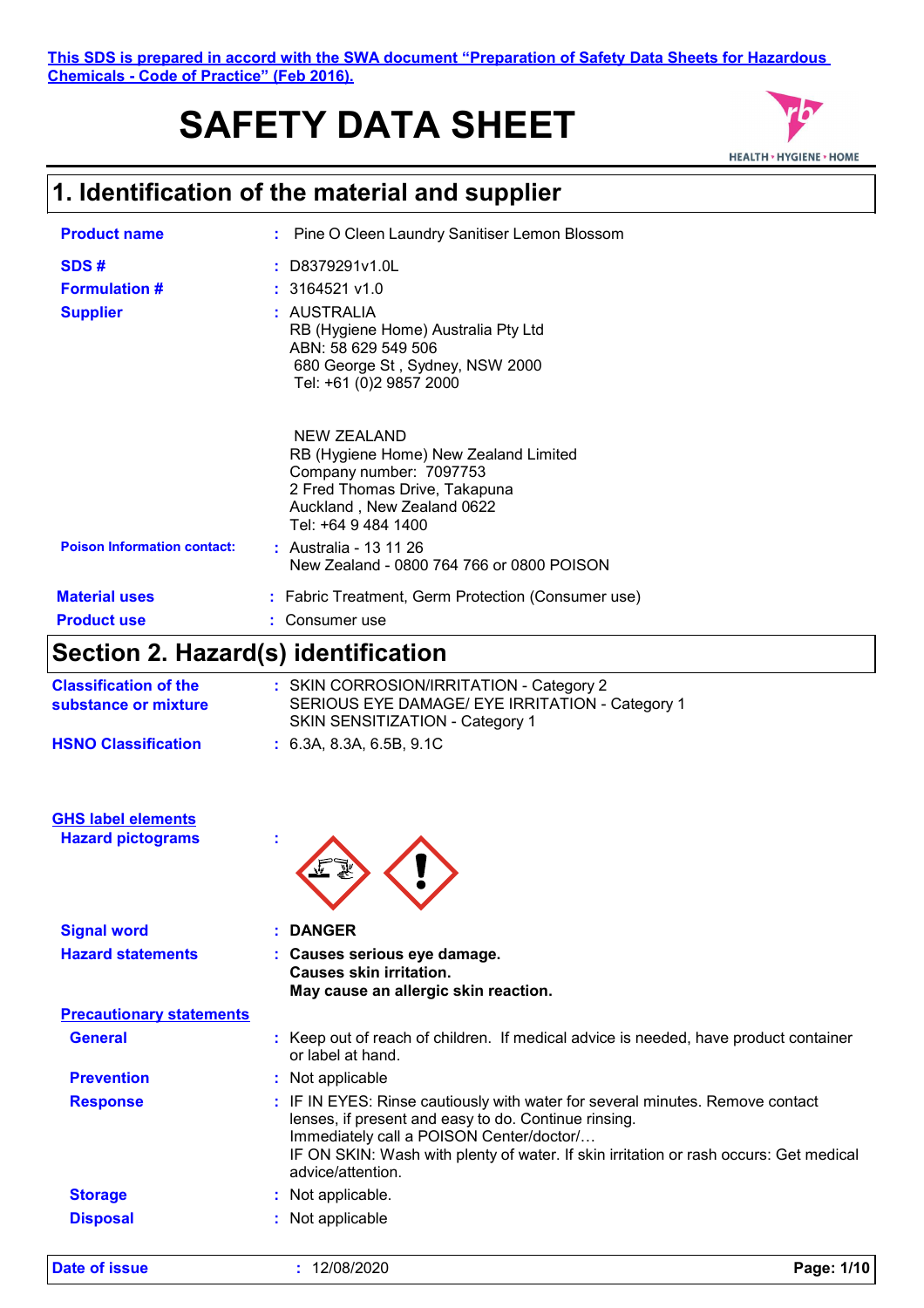This SDS is prepared in accord with the SWA document "Preparation of Safety Data Sheets for Hazardous Chemicals - Code of Practice" (Feb 2016).

# SAFETY DATA SHEET

## 1. Identification of the material and supplier

**Product name** : Pine O Cleen Laundry Sanitiser Lemon Blossom

**SDS #** : D8379291v1.0L

**Formulation #** : 3164521 v1.0

**Supplier** : AUSTRALIA
RB (Hygiene Home) Australia Pty Ltd
ABN: 58 629 549 506
680 George St , Sydney, NSW 2000
Tel: +61 (0)2 9857 2000

NEW ZEALAND
RB (Hygiene Home) New Zealand Limited
Company number: 7097753
2 Fred Thomas Drive, Takapuna
Auckland , New Zealand 0622
Tel: +64 9 484 1400

**Poison Information contact:** : Australia - 13 11 26
New Zealand - 0800 764 766 or 0800 POISON

**Material uses** : Fabric Treatment, Germ Protection (Consumer use)

**Product use** : Consumer use

## Section 2. Hazard(s) identification

**Classification of the substance or mixture** : SKIN CORROSION/IRRITATION - Category 2
SERIOUS EYE DAMAGE/ EYE IRRITATION - Category 1
SKIN SENSITIZATION - Category 1

**HSNO Classification** : 6.3A, 8.3A, 6.5B, 9.1C

**GHS label elements**

**Hazard pictograms** :

**Signal word** : **DANGER**

**Hazard statements** : **Causes serious eye damage.**
**Causes skin irritation.**
**May cause an allergic skin reaction.**

**Precautionary statements**

**General** : Keep out of reach of children. If medical advice is needed, have product container or label at hand.

**Prevention** : Not applicable

**Response** : IF IN EYES: Rinse cautiously with water for several minutes. Remove contact lenses, if present and easy to do. Continue rinsing.
Immediately call a POISON Center/doctor/…
IF ON SKIN: Wash with plenty of water. If skin irritation or rash occurs: Get medical advice/attention.

**Storage** : Not applicable.

**Disposal** : Not applicable

**Date of issue** : 12/08/2020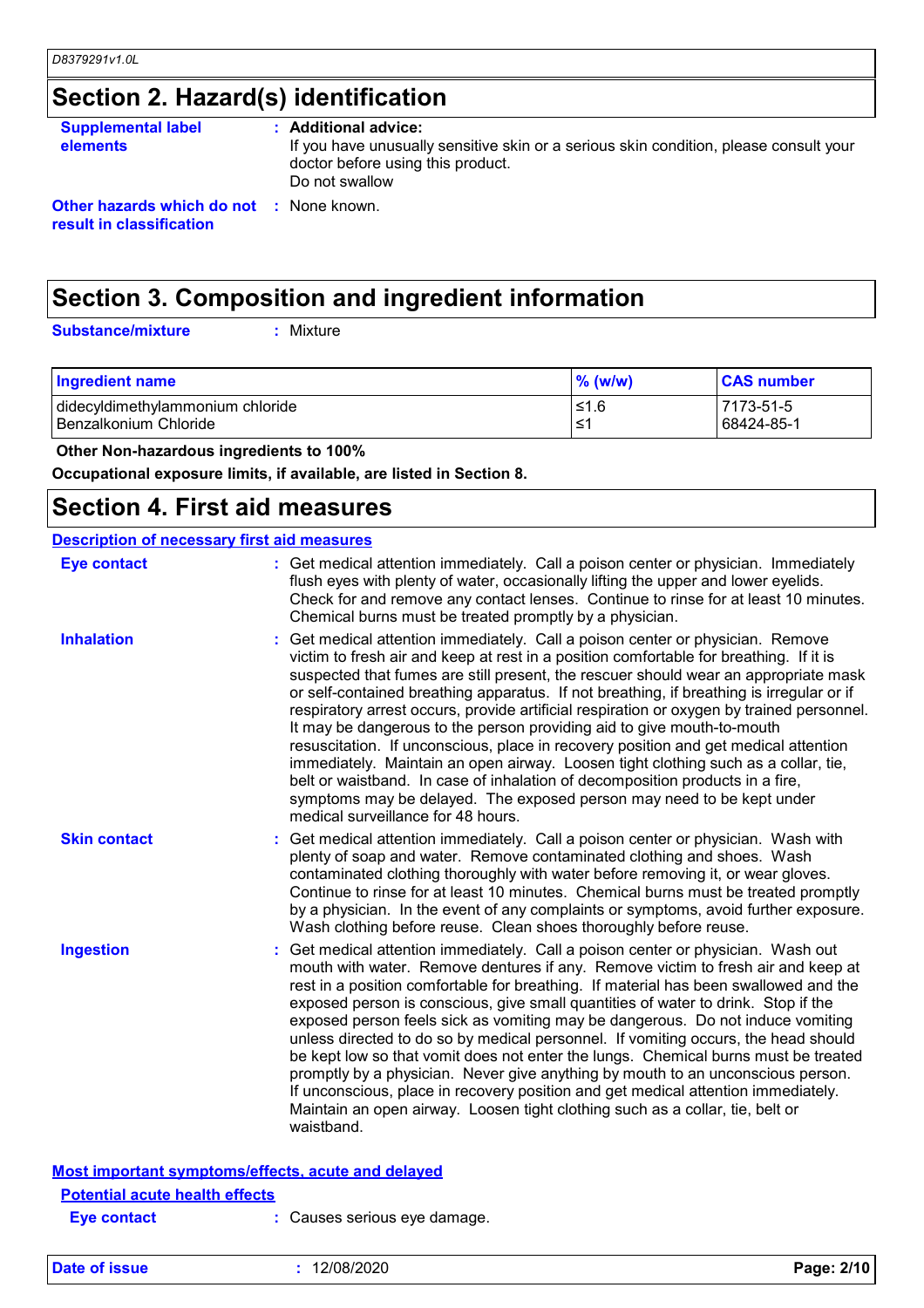## Section 2. Hazard(s) identification

**Supplemental label elements** : **Additional advice:**
If you have unusually sensitive skin or a serious skin condition, please consult your doctor before using this product.
Do not swallow

**Other hazards which do not result in classification** : None known.

## Section 3. Composition and ingredient information

**Substance/mixture** : Mixture

| Ingredient name | % (w/w) | CAS number |
|---|---|---|
| didecyldimethylammonium chloride | ≤1.6 | 7173-51-5 |
| Benzalkonium Chloride | ≤1 | 68424-85-1 |

**Other Non-hazardous ingredients to 100%**

**Occupational exposure limits, if available, are listed in Section 8.**

## Section 4. First aid measures

### Description of necessary first aid measures

**Eye contact** : Get medical attention immediately. Call a poison center or physician. Immediately flush eyes with plenty of water, occasionally lifting the upper and lower eyelids. Check for and remove any contact lenses. Continue to rinse for at least 10 minutes. Chemical burns must be treated promptly by a physician.

**Inhalation** : Get medical attention immediately. Call a poison center or physician. Remove victim to fresh air and keep at rest in a position comfortable for breathing. If it is suspected that fumes are still present, the rescuer should wear an appropriate mask or self-contained breathing apparatus. If not breathing, if breathing is irregular or if respiratory arrest occurs, provide artificial respiration or oxygen by trained personnel. It may be dangerous to the person providing aid to give mouth-to-mouth resuscitation. If unconscious, place in recovery position and get medical attention immediately. Maintain an open airway. Loosen tight clothing such as a collar, tie, belt or waistband. In case of inhalation of decomposition products in a fire, symptoms may be delayed. The exposed person may need to be kept under medical surveillance for 48 hours.

**Skin contact** : Get medical attention immediately. Call a poison center or physician. Wash with plenty of soap and water. Remove contaminated clothing and shoes. Wash contaminated clothing thoroughly with water before removing it, or wear gloves. Continue to rinse for at least 10 minutes. Chemical burns must be treated promptly by a physician. In the event of any complaints or symptoms, avoid further exposure. Wash clothing before reuse. Clean shoes thoroughly before reuse.

**Ingestion** : Get medical attention immediately. Call a poison center or physician. Wash out mouth with water. Remove dentures if any. Remove victim to fresh air and keep at rest in a position comfortable for breathing. If material has been swallowed and the exposed person is conscious, give small quantities of water to drink. Stop if the exposed person feels sick as vomiting may be dangerous. Do not induce vomiting unless directed to do so by medical personnel. If vomiting occurs, the head should be kept low so that vomit does not enter the lungs. Chemical burns must be treated promptly by a physician. Never give anything by mouth to an unconscious person. If unconscious, place in recovery position and get medical attention immediately. Maintain an open airway. Loosen tight clothing such as a collar, tie, belt or waistband.

### Most important symptoms/effects, acute and delayed

#### Potential acute health effects

**Eye contact** : Causes serious eye damage.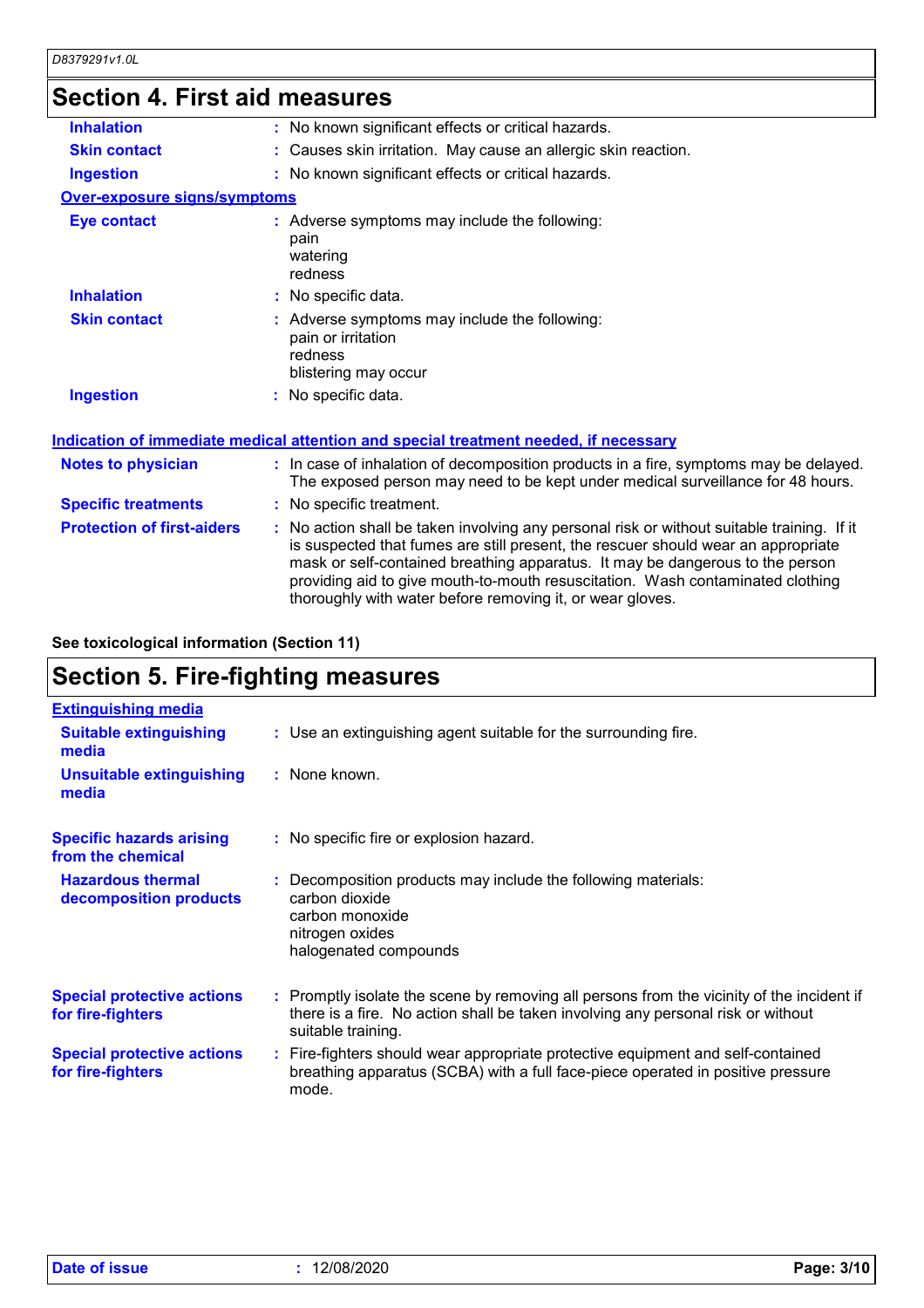## Section 4. First aid measures

| | | |
|---|---|---|
| **Inhalation** | : | No known significant effects or critical hazards. |
| **Skin contact** | : | Causes skin irritation. May cause an allergic skin reaction. |
| **Ingestion** | : | No known significant effects or critical hazards. |

**Over-exposure signs/symptoms**

| | | |
|---|---|---|
| **Eye contact** | : | Adverse symptoms may include the following:<br>pain<br>watering<br>redness |
| **Inhalation** | : | No specific data. |
| **Skin contact** | : | Adverse symptoms may include the following:<br>pain or irritation<br>redness<br>blistering may occur |
| **Ingestion** | : | No specific data. |

**Indication of immediate medical attention and special treatment needed, if necessary**

| | | |
|---|---|---|
| **Notes to physician** | : | In case of inhalation of decomposition products in a fire, symptoms may be delayed. The exposed person may need to be kept under medical surveillance for 48 hours. |
| **Specific treatments** | : | No specific treatment. |
| **Protection of first-aiders** | : | No action shall be taken involving any personal risk or without suitable training. If it is suspected that fumes are still present, the rescuer should wear an appropriate mask or self-contained breathing apparatus. It may be dangerous to the person providing aid to give mouth-to-mouth resuscitation. Wash contaminated clothing thoroughly with water before removing it, or wear gloves. |

**See toxicological information (Section 11)**

## Section 5. Fire-fighting measures

**Extinguishing media**

| | | |
|---|---|---|
| **Suitable extinguishing media** | : | Use an extinguishing agent suitable for the surrounding fire. |
| **Unsuitable extinguishing media** | : | None known. |
| **Specific hazards arising from the chemical** | : | No specific fire or explosion hazard. |
| **Hazardous thermal decomposition products** | : | Decomposition products may include the following materials:<br>carbon dioxide<br>carbon monoxide<br>nitrogen oxides<br>halogenated compounds |
| **Special protective actions for fire-fighters** | : | Promptly isolate the scene by removing all persons from the vicinity of the incident if there is a fire. No action shall be taken involving any personal risk or without suitable training. |
| **Special protective actions for fire-fighters** | : | Fire-fighters should wear appropriate protective equipment and self-contained breathing apparatus (SCBA) with a full face-piece operated in positive pressure mode. |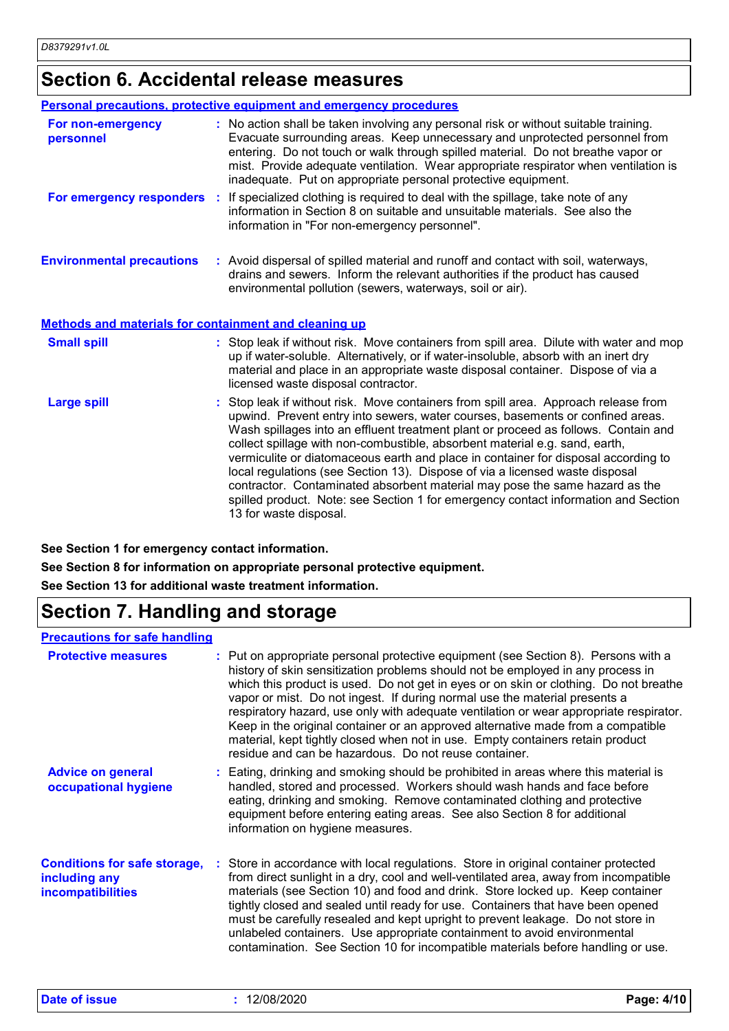## Section 6. Accidental release measures

### Personal precautions, protective equipment and emergency procedures

**For non-emergency personnel** : No action shall be taken involving any personal risk or without suitable training. Evacuate surrounding areas. Keep unnecessary and unprotected personnel from entering. Do not touch or walk through spilled material. Do not breathe vapor or mist. Provide adequate ventilation. Wear appropriate respirator when ventilation is inadequate. Put on appropriate personal protective equipment.

**For emergency responders** : If specialized clothing is required to deal with the spillage, take note of any information in Section 8 on suitable and unsuitable materials. See also the information in "For non-emergency personnel".

**Environmental precautions** : Avoid dispersal of spilled material and runoff and contact with soil, waterways, drains and sewers. Inform the relevant authorities if the product has caused environmental pollution (sewers, waterways, soil or air).

### Methods and materials for containment and cleaning up

**Small spill** : Stop leak if without risk. Move containers from spill area. Dilute with water and mop up if water-soluble. Alternatively, or if water-insoluble, absorb with an inert dry material and place in an appropriate waste disposal container. Dispose of via a licensed waste disposal contractor.

**Large spill** : Stop leak if without risk. Move containers from spill area. Approach release from upwind. Prevent entry into sewers, water courses, basements or confined areas. Wash spillages into an effluent treatment plant or proceed as follows. Contain and collect spillage with non-combustible, absorbent material e.g. sand, earth, vermiculite or diatomaceous earth and place in container for disposal according to local regulations (see Section 13). Dispose of via a licensed waste disposal contractor. Contaminated absorbent material may pose the same hazard as the spilled product. Note: see Section 1 for emergency contact information and Section 13 for waste disposal.

**See Section 1 for emergency contact information.**

**See Section 8 for information on appropriate personal protective equipment.**

**See Section 13 for additional waste treatment information.**

## Section 7. Handling and storage

### Precautions for safe handling

**Protective measures** : Put on appropriate personal protective equipment (see Section 8). Persons with a history of skin sensitization problems should not be employed in any process in which this product is used. Do not get in eyes or on skin or clothing. Do not breathe vapor or mist. Do not ingest. If during normal use the material presents a respiratory hazard, use only with adequate ventilation or wear appropriate respirator. Keep in the original container or an approved alternative made from a compatible material, kept tightly closed when not in use. Empty containers retain product residue and can be hazardous. Do not reuse container.

**Advice on general occupational hygiene** : Eating, drinking and smoking should be prohibited in areas where this material is handled, stored and processed. Workers should wash hands and face before eating, drinking and smoking. Remove contaminated clothing and protective equipment before entering eating areas. See also Section 8 for additional information on hygiene measures.

**Conditions for safe storage, including any incompatibilities** : Store in accordance with local regulations. Store in original container protected from direct sunlight in a dry, cool and well-ventilated area, away from incompatible materials (see Section 10) and food and drink. Store locked up. Keep container tightly closed and sealed until ready for use. Containers that have been opened must be carefully resealed and kept upright to prevent leakage. Do not store in unlabeled containers. Use appropriate containment to avoid environmental contamination. See Section 10 for incompatible materials before handling or use.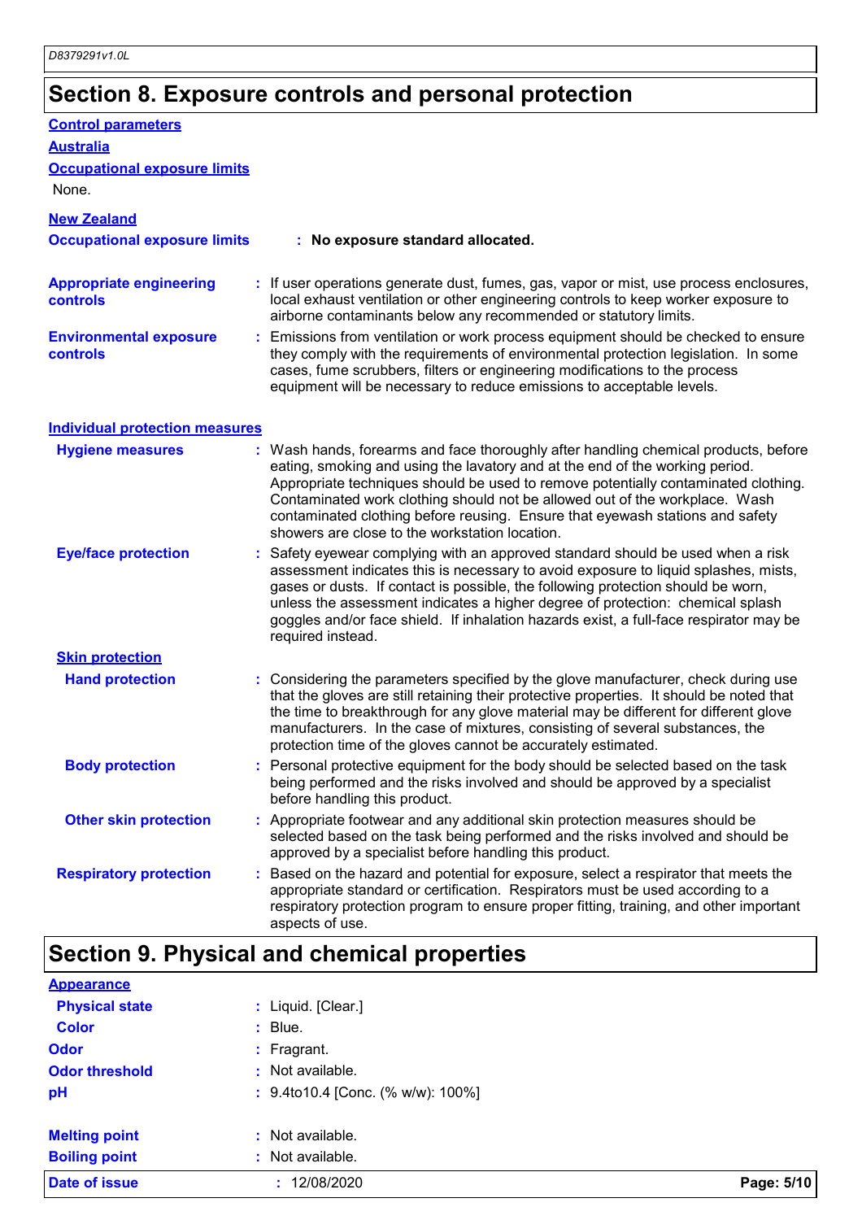## Section 8. Exposure controls and personal protection

**Control parameters**

**Australia**

**Occupational exposure limits**

None.

**New Zealand**

**Occupational exposure limits** : **No exposure standard allocated.**

**Appropriate engineering controls** : If user operations generate dust, fumes, gas, vapor or mist, use process enclosures, local exhaust ventilation or other engineering controls to keep worker exposure to airborne contaminants below any recommended or statutory limits.

**Environmental exposure controls** : Emissions from ventilation or work process equipment should be checked to ensure they comply with the requirements of environmental protection legislation. In some cases, fume scrubbers, filters or engineering modifications to the process equipment will be necessary to reduce emissions to acceptable levels.

**Individual protection measures**

**Hygiene measures** : Wash hands, forearms and face thoroughly after handling chemical products, before eating, smoking and using the lavatory and at the end of the working period. Appropriate techniques should be used to remove potentially contaminated clothing. Contaminated work clothing should not be allowed out of the workplace. Wash contaminated clothing before reusing. Ensure that eyewash stations and safety showers are close to the workstation location.

**Eye/face protection** : Safety eyewear complying with an approved standard should be used when a risk assessment indicates this is necessary to avoid exposure to liquid splashes, mists, gases or dusts. If contact is possible, the following protection should be worn, unless the assessment indicates a higher degree of protection: chemical splash goggles and/or face shield. If inhalation hazards exist, a full-face respirator may be required instead.

**Skin protection**

**Hand protection** : Considering the parameters specified by the glove manufacturer, check during use that the gloves are still retaining their protective properties. It should be noted that the time to breakthrough for any glove material may be different for different glove manufacturers. In the case of mixtures, consisting of several substances, the protection time of the gloves cannot be accurately estimated.

**Body protection** : Personal protective equipment for the body should be selected based on the task being performed and the risks involved and should be approved by a specialist before handling this product.

**Other skin protection** : Appropriate footwear and any additional skin protection measures should be selected based on the task being performed and the risks involved and should be approved by a specialist before handling this product.

**Respiratory protection** : Based on the hazard and potential for exposure, select a respirator that meets the appropriate standard or certification. Respirators must be used according to a respiratory protection program to ensure proper fitting, training, and other important aspects of use.

## Section 9. Physical and chemical properties

**Appearance**

**Physical state** : Liquid. [Clear.]

**Color** : Blue.

**Odor** : Fragrant.

**Odor threshold** : Not available.

**pH** : 9.4to10.4 [Conc. (% w/w): 100%]

**Melting point** : Not available.

**Boiling point** : Not available.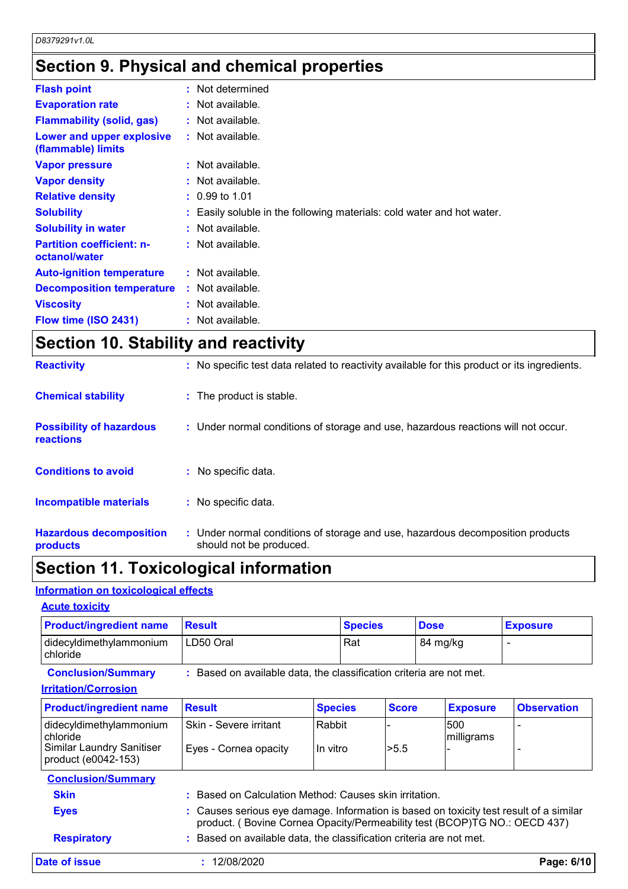## Section 9. Physical and chemical properties

**Flash point** : Not determined

**Evaporation rate** : Not available.

**Flammability (solid, gas)** : Not available.

**Lower and upper explosive (flammable) limits** : Not available.

**Vapor pressure** : Not available.

**Vapor density** : Not available.

**Relative density** : 0.99 to 1.01

**Solubility** : Easily soluble in the following materials: cold water and hot water.

**Solubility in water** : Not available.

**Partition coefficient: n-octanol/water** : Not available.

**Auto-ignition temperature** : Not available.

**Decomposition temperature** : Not available.

**Viscosity** : Not available.

**Flow time (ISO 2431)** : Not available.

## Section 10. Stability and reactivity

**Reactivity** : No specific test data related to reactivity available for this product or its ingredients.

**Chemical stability** : The product is stable.

**Possibility of hazardous reactions** : Under normal conditions of storage and use, hazardous reactions will not occur.

**Conditions to avoid** : No specific data.

**Incompatible materials** : No specific data.

**Hazardous decomposition products** : Under normal conditions of storage and use, hazardous decomposition products should not be produced.

## Section 11. Toxicological information

### Information on toxicological effects

#### Acute toxicity

| Product/ingredient name | Result | Species | Dose | Exposure |
|---|---|---|---|---|
| didecyldimethylammonium chloride | LD50 Oral | Rat | 84 mg/kg | - |

**Conclusion/Summary** : Based on available data, the classification criteria are not met.

#### Irritation/Corrosion

| Product/ingredient name | Result | Species | Score | Exposure | Observation |
|---|---|---|---|---|---|
| didecyldimethylammonium chloride | Skin - Severe irritant | Rabbit | - | 500 milligrams | - |
| Similar Laundry Sanitiser product (e0042-153) | Eyes - Cornea opacity | In vitro | >5.5 | - | - |

**Conclusion/Summary**

**Skin** : Based on Calculation Method: Causes skin irritation.

**Eyes** : Causes serious eye damage. Information is based on toxicity test result of a similar product. ( Bovine Cornea Opacity/Permeability test (BCOP)TG NO.: OECD 437)

**Respiratory** : Based on available data, the classification criteria are not met.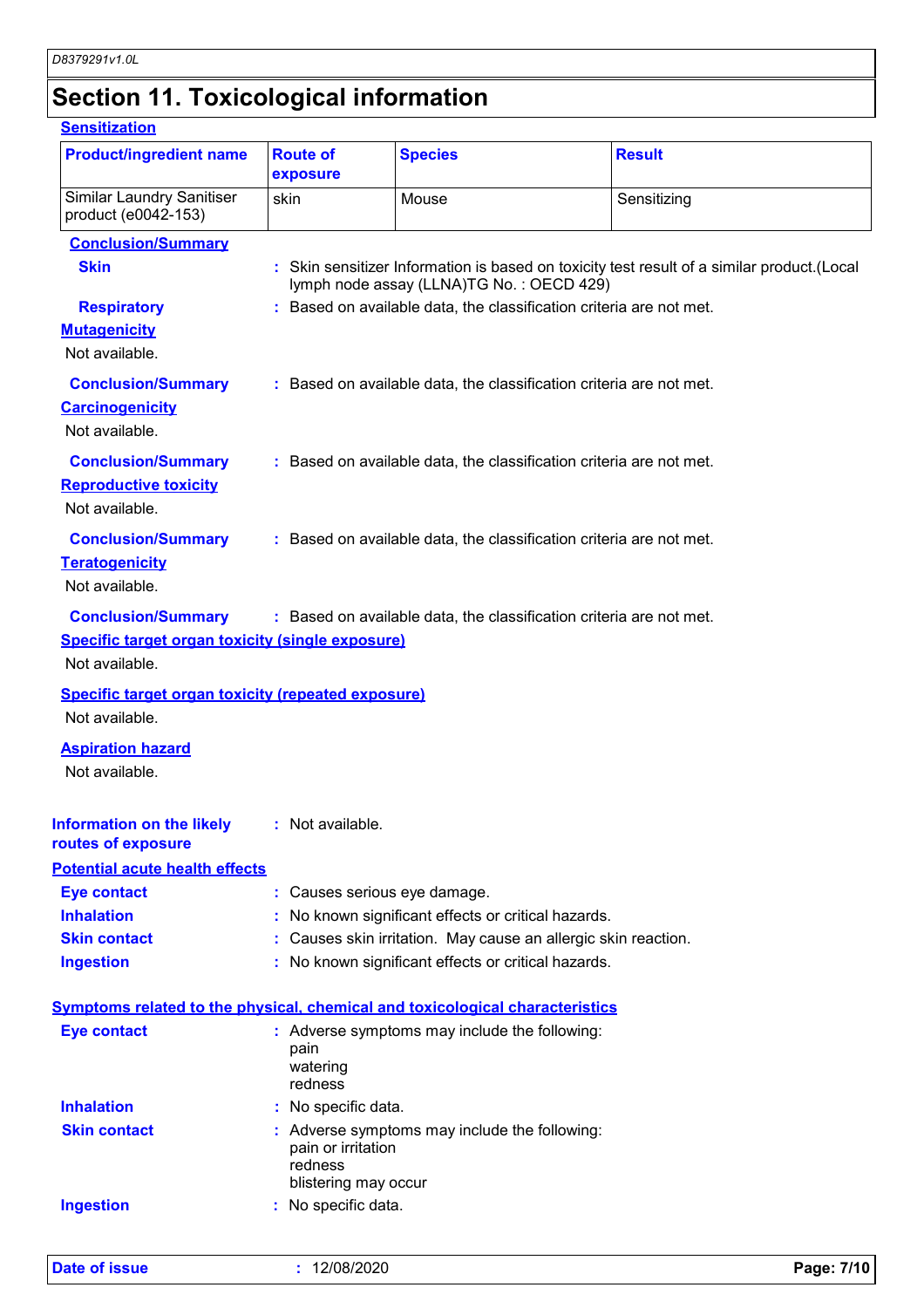# Section 11. Toxicological information

**Sensitization**

| Product/ingredient name | Route of exposure | Species | Result |
|---|---|---|---|
| Similar Laundry Sanitiser product (e0042-153) | skin | Mouse | Sensitizing |

**Conclusion/Summary**

**Skin** : Skin sensitizer Information is based on toxicity test result of a similar product.(Local lymph node assay (LLNA)TG No. : OECD 429)

**Respiratory** : Based on available data, the classification criteria are not met.

**Mutagenicity**

Not available.

**Conclusion/Summary** : Based on available data, the classification criteria are not met.

**Carcinogenicity**

Not available.

**Conclusion/Summary** : Based on available data, the classification criteria are not met.

**Reproductive toxicity**

Not available.

**Conclusion/Summary** : Based on available data, the classification criteria are not met.

**Teratogenicity**

Not available.

**Conclusion/Summary** : Based on available data, the classification criteria are not met.

**Specific target organ toxicity (single exposure)**

Not available.

**Specific target organ toxicity (repeated exposure)**

Not available.

**Aspiration hazard**

Not available.

**Information on the likely routes of exposure** : Not available.

**Potential acute health effects**

**Eye contact** : Causes serious eye damage.

**Inhalation** : No known significant effects or critical hazards.

**Skin contact** : Causes skin irritation. May cause an allergic skin reaction.

**Ingestion** : No known significant effects or critical hazards.

**Symptoms related to the physical, chemical and toxicological characteristics**

**Eye contact** : Adverse symptoms may include the following:
pain
watering
redness

**Inhalation** : No specific data.

**Skin contact** : Adverse symptoms may include the following:
pain or irritation
redness
blistering may occur

**Ingestion** : No specific data.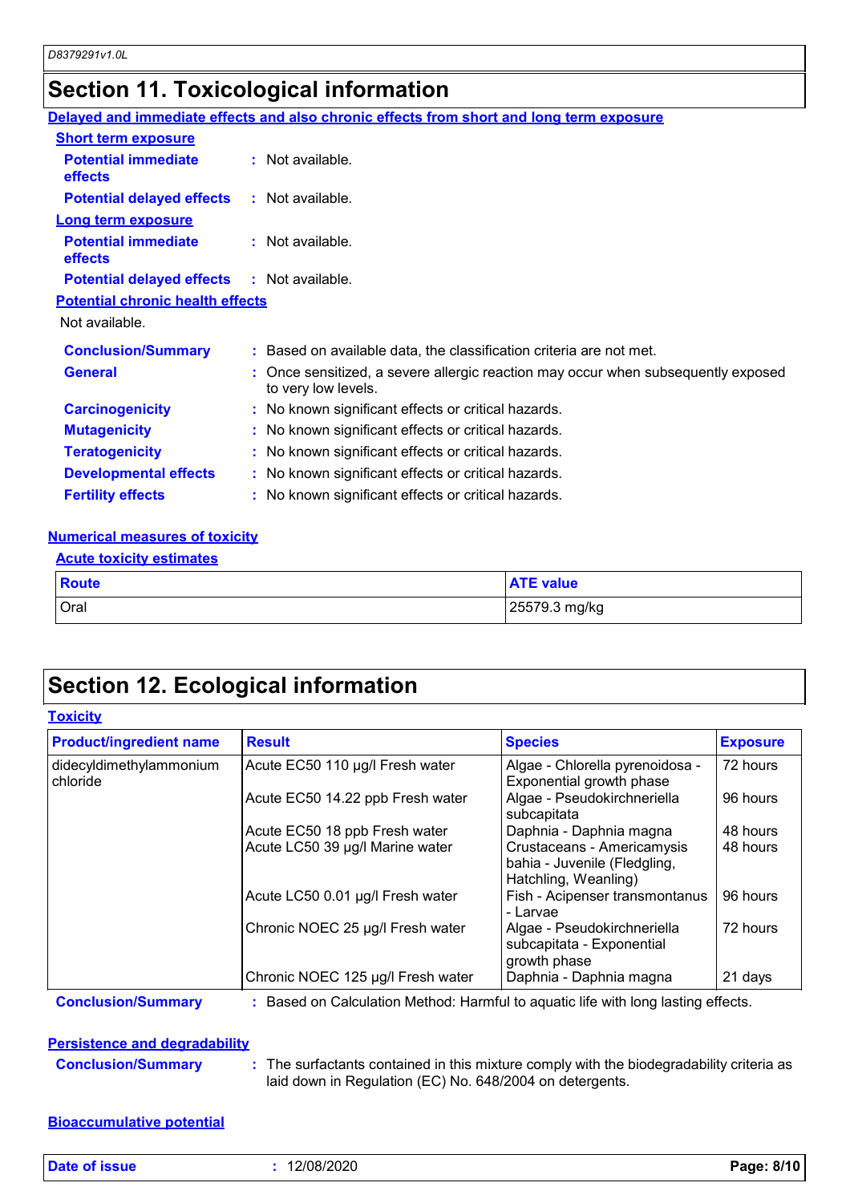## Section 11. Toxicological information

**Delayed and immediate effects and also chronic effects from short and long term exposure**

**Short term exposure**

**Potential immediate effects** : Not available.

**Potential delayed effects** : Not available.

**Long term exposure**

**Potential immediate effects** : Not available.

**Potential delayed effects** : Not available.

**Potential chronic health effects**

Not available.

**Conclusion/Summary** : Based on available data, the classification criteria are not met.

**General** : Once sensitized, a severe allergic reaction may occur when subsequently exposed to very low levels.

**Carcinogenicity** : No known significant effects or critical hazards.

**Mutagenicity** : No known significant effects or critical hazards.

**Teratogenicity** : No known significant effects or critical hazards.

**Developmental effects** : No known significant effects or critical hazards.

**Fertility effects** : No known significant effects or critical hazards.

**Numerical measures of toxicity**

**Acute toxicity estimates**

| Route | ATE value |
|---|---|
| Oral | 25579.3 mg/kg |

## Section 12. Ecological information

**Toxicity**

| Product/ingredient name | Result | Species | Exposure |
|---|---|---|---|
| didecyldimethylammonium chloride | Acute EC50 110 µg/l Fresh water | Algae - Chlorella pyrenoidosa - Exponential growth phase | 72 hours |
| | Acute EC50 14.22 ppb Fresh water | Algae - Pseudokirchneriella subcapitata | 96 hours |
| | Acute EC50 18 ppb Fresh water | Daphnia - Daphnia magna | 48 hours |
| | Acute LC50 39 µg/l Marine water | Crustaceans - Americamysis bahia - Juvenile (Fledgling, Hatchling, Weanling) | 48 hours |
| | Acute LC50 0.01 µg/l Fresh water | Fish - Acipenser transmontanus - Larvae | 96 hours |
| | Chronic NOEC 25 µg/l Fresh water | Algae - Pseudokirchneriella subcapitata - Exponential growth phase | 72 hours |
| | Chronic NOEC 125 µg/l Fresh water | Daphnia - Daphnia magna | 21 days |

**Conclusion/Summary** : Based on Calculation Method: Harmful to aquatic life with long lasting effects.

**Persistence and degradability**

**Conclusion/Summary** : The surfactants contained in this mixture comply with the biodegradability criteria as laid down in Regulation (EC) No. 648/2004 on detergents.

**Bioaccumulative potential**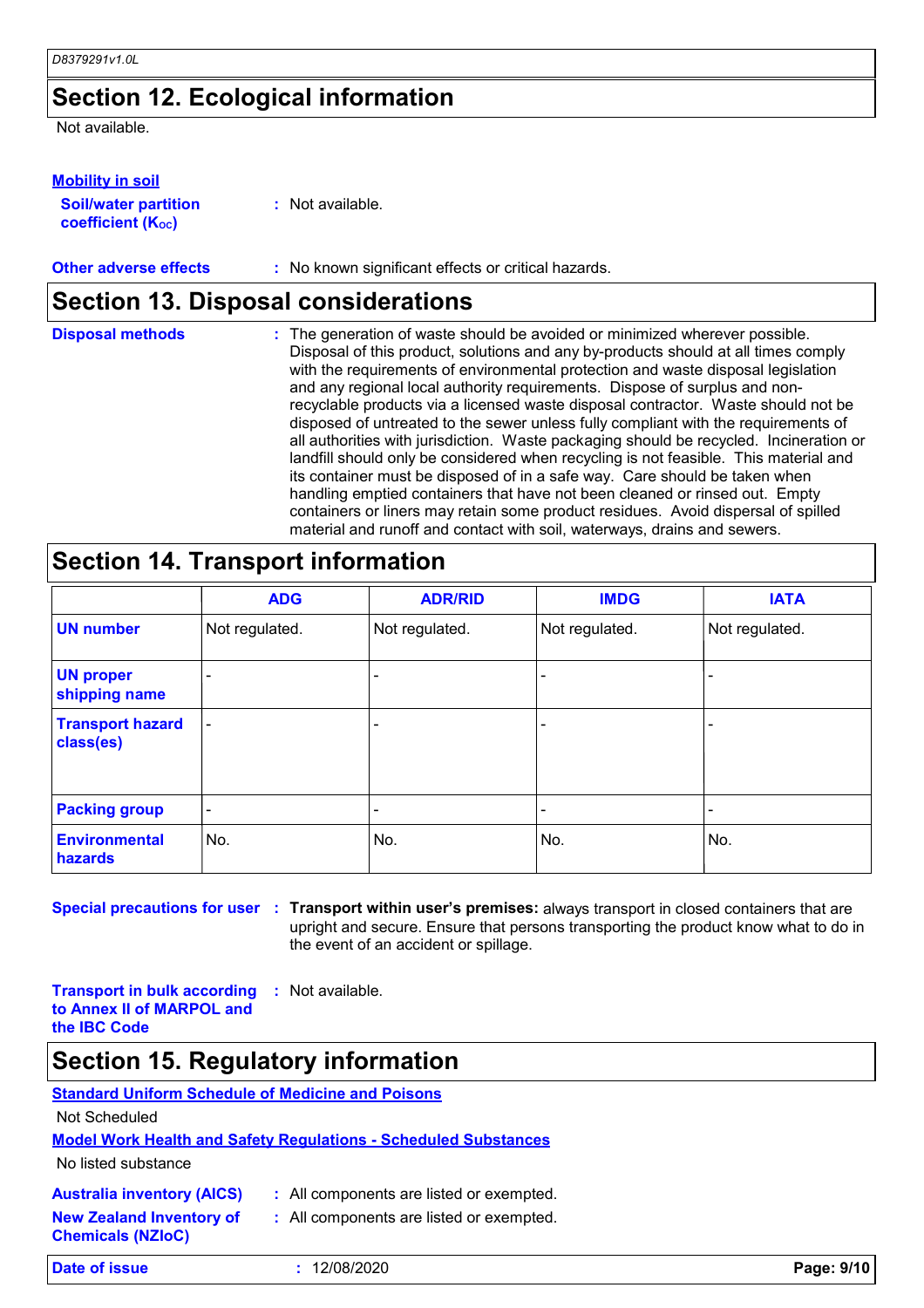## Section 12. Ecological information

Not available.

### Mobility in soil

**Soil/water partition coefficient ($K_{OC}$)** : Not available.

**Other adverse effects** : No known significant effects or critical hazards.

## Section 13. Disposal considerations

**Disposal methods** : The generation of waste should be avoided or minimized wherever possible. Disposal of this product, solutions and any by-products should at all times comply with the requirements of environmental protection and waste disposal legislation and any regional local authority requirements. Dispose of surplus and non-recyclable products via a licensed waste disposal contractor. Waste should not be disposed of untreated to the sewer unless fully compliant with the requirements of all authorities with jurisdiction. Waste packaging should be recycled. Incineration or landfill should only be considered when recycling is not feasible. This material and its container must be disposed of in a safe way. Care should be taken when handling emptied containers that have not been cleaned or rinsed out. Empty containers or liners may retain some product residues. Avoid dispersal of spilled material and runoff and contact with soil, waterways, drains and sewers.

## Section 14. Transport information

| | ADG | ADR/RID | IMDG | IATA |
|---|---|---|---|---|
| **UN number** | Not regulated. | Not regulated. | Not regulated. | Not regulated. |
| **UN proper shipping name** | - | - | - | - |
| **Transport hazard class(es)** | - | - | - | - |
| **Packing group** | - | - | - | - |
| **Environmental hazards** | No. | No. | No. | No. |

**Special precautions for user** : **Transport within user's premises:** always transport in closed containers that are upright and secure. Ensure that persons transporting the product know what to do in the event of an accident or spillage.

**Transport in bulk according to Annex II of MARPOL and the IBC Code** : Not available.

## Section 15. Regulatory information

### Standard Uniform Schedule of Medicine and Poisons

Not Scheduled

### Model Work Health and Safety Regulations - Scheduled Substances

No listed substance

**Australia inventory (AICS)** : All components are listed or exempted.

**New Zealand Inventory of Chemicals (NZIoC)** : All components are listed or exempted.

**Date of issue** : 12/08/2020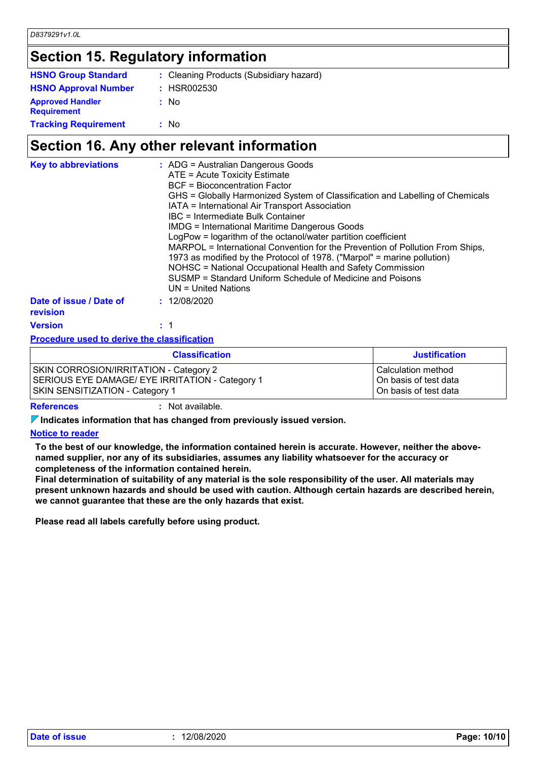## Section 15. Regulatory information

**HSNO Group Standard** : Cleaning Products (Subsidiary hazard)

**HSNO Approval Number** : HSR002530

**Approved Handler Requirement** : No

**Tracking Requirement** : No

## Section 16. Any other relevant information

**Key to abbreviations** :
- ADG = Australian Dangerous Goods
- ATE = Acute Toxicity Estimate
- BCF = Bioconcentration Factor
- GHS = Globally Harmonized System of Classification and Labelling of Chemicals
- IATA = International Air Transport Association
- IBC = Intermediate Bulk Container
- IMDG = International Maritime Dangerous Goods
- LogPow = logarithm of the octanol/water partition coefficient
- MARPOL = International Convention for the Prevention of Pollution From Ships, 1973 as modified by the Protocol of 1978. ("Marpol" = marine pollution)
- NOHSC = National Occupational Health and Safety Commission
- SUSMP = Standard Uniform Schedule of Medicine and Poisons
- UN = United Nations

**Date of issue / Date of revision** : 12/08/2020

**Version** : 1

**Procedure used to derive the classification**

| Classification | Justification |
|---|---|
| SKIN CORROSION/IRRITATION - Category 2 | Calculation method |
| SERIOUS EYE DAMAGE/ EYE IRRITATION - Category 1 | On basis of test data |
| SKIN SENSITIZATION - Category 1 | On basis of test data |

**References** : Not available.

**Indicates information that has changed from previously issued version.**

**Notice to reader**

**To the best of our knowledge, the information contained herein is accurate. However, neither the above-named supplier, nor any of its subsidiaries, assumes any liability whatsoever for the accuracy or completeness of the information contained herein.**
**Final determination of suitability of any material is the sole responsibility of the user. All materials may present unknown hazards and should be used with caution. Although certain hazards are described herein, we cannot guarantee that these are the only hazards that exist.**

**Please read all labels carefully before using product.**